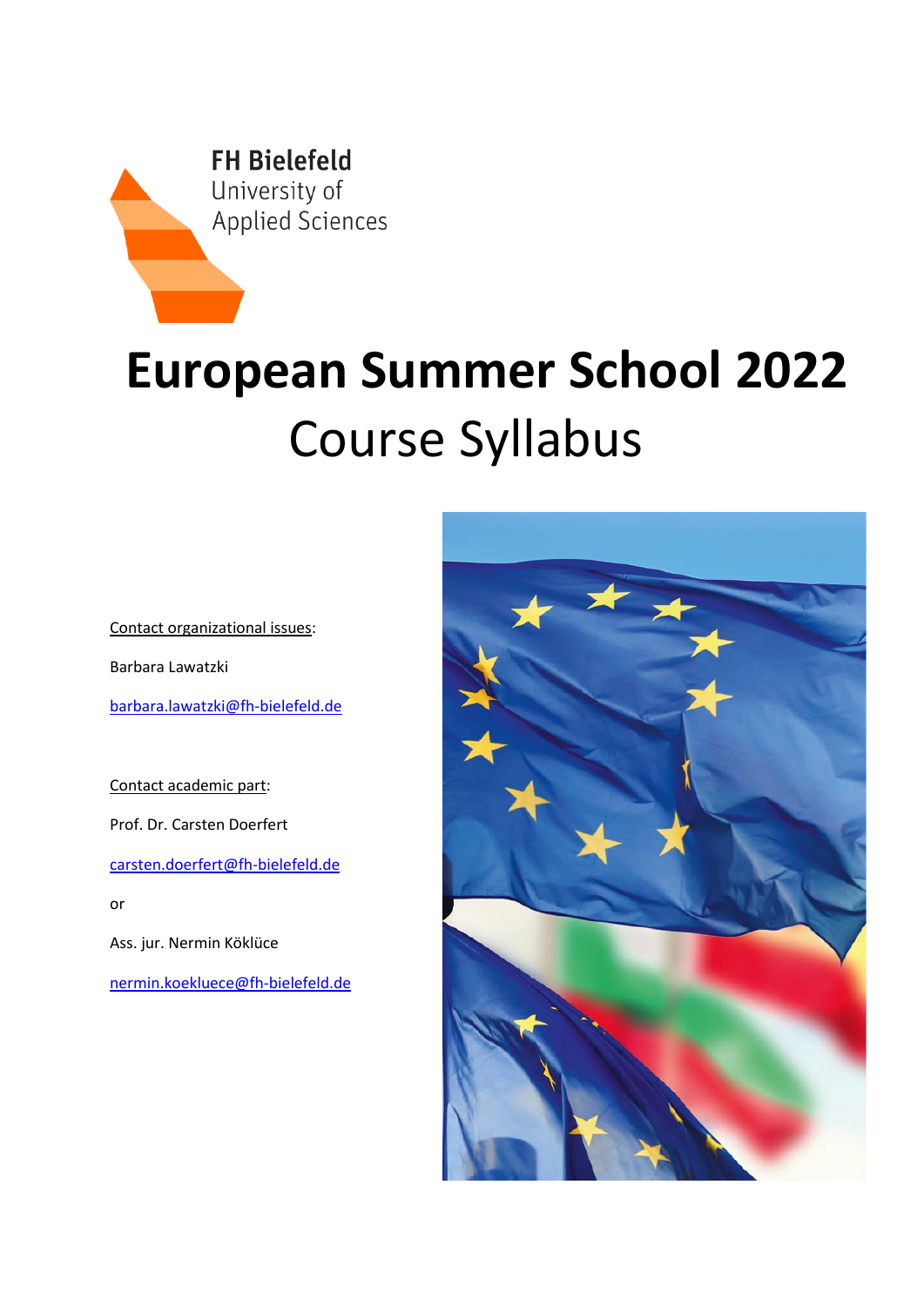FH Bielefeld
University of
Applied Sciences

# European Summer School 2022

## Course Syllabus

Contact organizational issues:

Barbara Lawatzki

barbara.lawatzki@fh-bielefeld.de

Contact academic part:

Prof. Dr. Carsten Doerfert

carsten.doerfert@fh-bielefeld.de

or

Ass. jur. Nermin Köklüce

nermin.koekluece@fh-bielefeld.de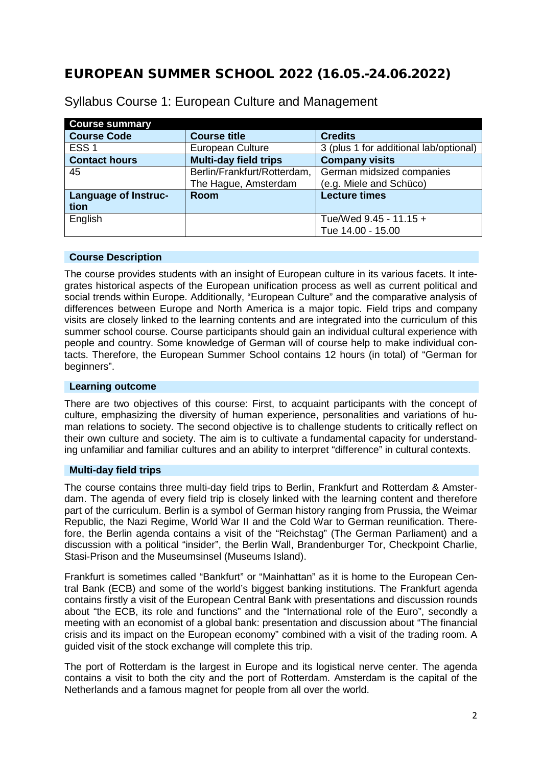# EUROPEAN SUMMER SCHOOL 2022 (16.05.-24.06.2022)

## Syllabus Course 1: European Culture and Management

| Course summary | | |
|---|---|---|
| **Course Code** | **Course title** | **Credits** |
| ESS 1 | European Culture | 3 (plus 1 for additional lab/optional) |
| **Contact hours** | **Multi-day field trips** | **Company visits** |
| 45 | Berlin/Frankfurt/Rotterdam, The Hague, Amsterdam | German midsized companies (e.g. Miele and Schüco) |
| **Language of Instruction** | **Room** | **Lecture times** |
| English | | Tue/Wed 9.45 - 11.15 + Tue 14.00 - 15.00 |

### Course Description

The course provides students with an insight of European culture in its various facets. It integrates historical aspects of the European unification process as well as current political and social trends within Europe. Additionally, "European Culture" and the comparative analysis of differences between Europe and North America is a major topic. Field trips and company visits are closely linked to the learning contents and are integrated into the curriculum of this summer school course. Course participants should gain an individual cultural experience with people and country. Some knowledge of German will of course help to make individual contacts. Therefore, the European Summer School contains 12 hours (in total) of "German for beginners".

### Learning outcome

There are two objectives of this course: First, to acquaint participants with the concept of culture, emphasizing the diversity of human experience, personalities and variations of human relations to society. The second objective is to challenge students to critically reflect on their own culture and society. The aim is to cultivate a fundamental capacity for understanding unfamiliar and familiar cultures and an ability to interpret "difference" in cultural contexts.

### Multi-day field trips

The course contains three multi-day field trips to Berlin, Frankfurt and Rotterdam & Amsterdam. The agenda of every field trip is closely linked with the learning content and therefore part of the curriculum. Berlin is a symbol of German history ranging from Prussia, the Weimar Republic, the Nazi Regime, World War II and the Cold War to German reunification. Therefore, the Berlin agenda contains a visit of the "Reichstag" (The German Parliament) and a discussion with a political "insider", the Berlin Wall, Brandenburger Tor, Checkpoint Charlie, Stasi-Prison and the Museumsinsel (Museums Island).

Frankfurt is sometimes called "Bankfurt" or "Mainhattan" as it is home to the European Central Bank (ECB) and some of the world's biggest banking institutions. The Frankfurt agenda contains firstly a visit of the European Central Bank with presentations and discussion rounds about "the ECB, its role and functions" and the "International role of the Euro", secondly a meeting with an economist of a global bank: presentation and discussion about "The financial crisis and its impact on the European economy" combined with a visit of the trading room. A guided visit of the stock exchange will complete this trip.

The port of Rotterdam is the largest in Europe and its logistical nerve center. The agenda contains a visit to both the city and the port of Rotterdam. Amsterdam is the capital of the Netherlands and a famous magnet for people from all over the world.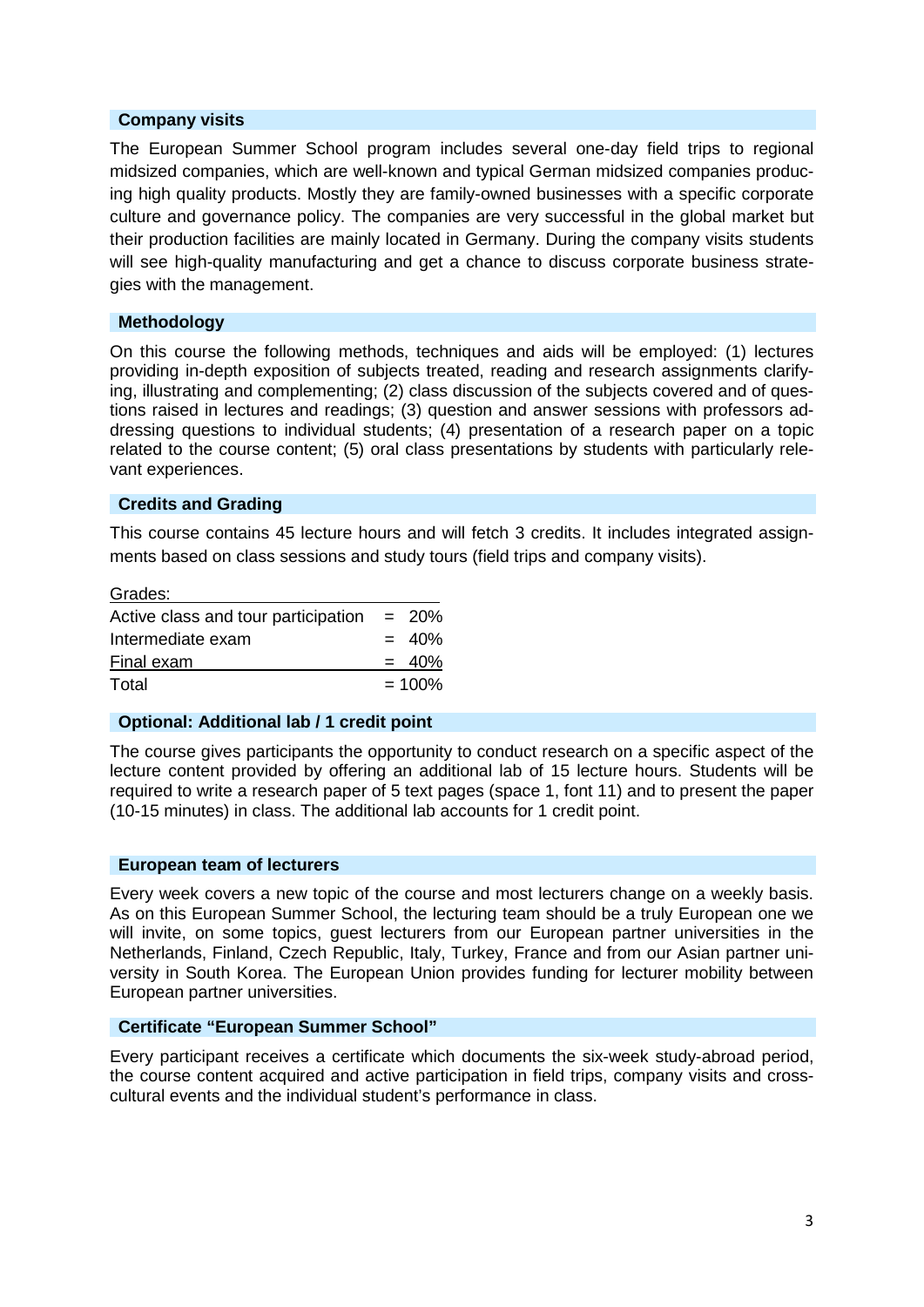## Company visits

The European Summer School program includes several one-day field trips to regional midsized companies, which are well-known and typical German midsized companies producing high quality products. Mostly they are family-owned businesses with a specific corporate culture and governance policy. The companies are very successful in the global market but their production facilities are mainly located in Germany. During the company visits students will see high-quality manufacturing and get a chance to discuss corporate business strategies with the management.

## Methodology

On this course the following methods, techniques and aids will be employed: (1) lectures providing in-depth exposition of subjects treated, reading and research assignments clarifying, illustrating and complementing; (2) class discussion of the subjects covered and of questions raised in lectures and readings; (3) question and answer sessions with professors addressing questions to individual students; (4) presentation of a research paper on a topic related to the course content; (5) oral class presentations by students with particularly relevant experiences.

## Credits and Grading

This course contains 45 lecture hours and will fetch 3 credits. It includes integrated assignments based on class sessions and study tours (field trips and company visits).

| Grades: | |
|---|---|
| Active class and tour participation | = 20% |
| Intermediate exam | = 40% |
| Final exam | = 40% |
| Total | = 100% |

## Optional: Additional lab / 1 credit point

The course gives participants the opportunity to conduct research on a specific aspect of the lecture content provided by offering an additional lab of 15 lecture hours. Students will be required to write a research paper of 5 text pages (space 1, font 11) and to present the paper (10-15 minutes) in class. The additional lab accounts for 1 credit point.

## European team of lecturers

Every week covers a new topic of the course and most lecturers change on a weekly basis. As on this European Summer School, the lecturing team should be a truly European one we will invite, on some topics, guest lecturers from our European partner universities in the Netherlands, Finland, Czech Republic, Italy, Turkey, France and from our Asian partner university in South Korea. The European Union provides funding for lecturer mobility between European partner universities.

## Certificate "European Summer School"

Every participant receives a certificate which documents the six-week study-abroad period, the course content acquired and active participation in field trips, company visits and cross-cultural events and the individual student's performance in class.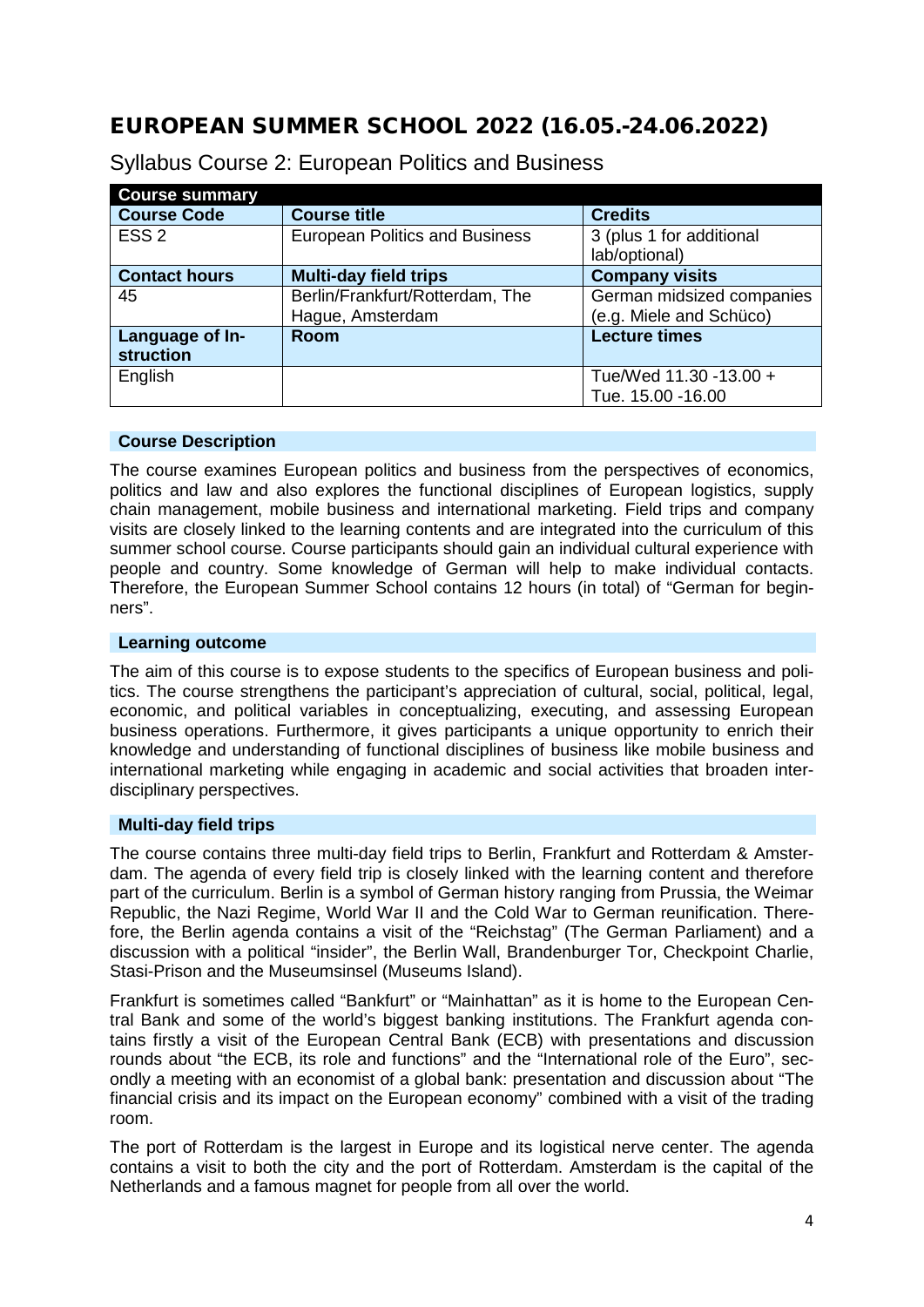# EUROPEAN SUMMER SCHOOL 2022 (16.05.-24.06.2022)

## Syllabus Course 2: European Politics and Business

| Course summary | | |
|---|---|---|
| **Course Code** | **Course title** | **Credits** |
| ESS 2 | European Politics and Business | 3 (plus 1 for additional lab/optional) |
| **Contact hours** | **Multi-day field trips** | **Company visits** |
| 45 | Berlin/Frankfurt/Rotterdam, The Hague, Amsterdam | German midsized companies (e.g. Miele and Schüco) |
| **Language of Instruction** | **Room** | **Lecture times** |
| English | | Tue/Wed 11.30 -13.00 + Tue. 15.00 -16.00 |

### Course Description

The course examines European politics and business from the perspectives of economics, politics and law and also explores the functional disciplines of European logistics, supply chain management, mobile business and international marketing. Field trips and company visits are closely linked to the learning contents and are integrated into the curriculum of this summer school course. Course participants should gain an individual cultural experience with people and country. Some knowledge of German will help to make individual contacts. Therefore, the European Summer School contains 12 hours (in total) of "German for beginners".

### Learning outcome

The aim of this course is to expose students to the specifics of European business and politics. The course strengthens the participant's appreciation of cultural, social, political, legal, economic, and political variables in conceptualizing, executing, and assessing European business operations. Furthermore, it gives participants a unique opportunity to enrich their knowledge and understanding of functional disciplines of business like mobile business and international marketing while engaging in academic and social activities that broaden interdisciplinary perspectives.

### Multi-day field trips

The course contains three multi-day field trips to Berlin, Frankfurt and Rotterdam & Amsterdam. The agenda of every field trip is closely linked with the learning content and therefore part of the curriculum. Berlin is a symbol of German history ranging from Prussia, the Weimar Republic, the Nazi Regime, World War II and the Cold War to German reunification. Therefore, the Berlin agenda contains a visit of the "Reichstag" (The German Parliament) and a discussion with a political "insider", the Berlin Wall, Brandenburger Tor, Checkpoint Charlie, Stasi-Prison and the Museumsinsel (Museums Island).

Frankfurt is sometimes called "Bankfurt" or "Mainhattan" as it is home to the European Central Bank and some of the world's biggest banking institutions. The Frankfurt agenda contains firstly a visit of the European Central Bank (ECB) with presentations and discussion rounds about "the ECB, its role and functions" and the "International role of the Euro", secondly a meeting with an economist of a global bank: presentation and discussion about "The financial crisis and its impact on the European economy" combined with a visit of the trading room.

The port of Rotterdam is the largest in Europe and its logistical nerve center. The agenda contains a visit to both the city and the port of Rotterdam. Amsterdam is the capital of the Netherlands and a famous magnet for people from all over the world.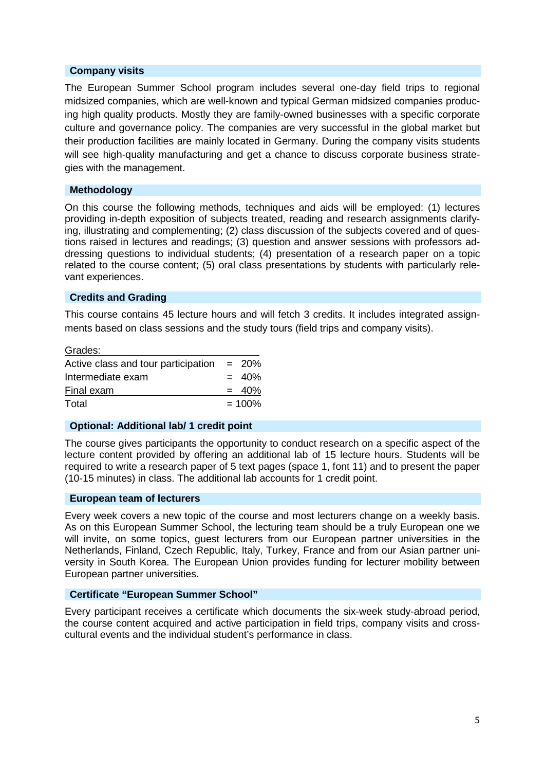## Company visits

The European Summer School program includes several one-day field trips to regional midsized companies, which are well-known and typical German midsized companies producing high quality products. Mostly they are family-owned businesses with a specific corporate culture and governance policy. The companies are very successful in the global market but their production facilities are mainly located in Germany. During the company visits students will see high-quality manufacturing and get a chance to discuss corporate business strategies with the management.

## Methodology

On this course the following methods, techniques and aids will be employed: (1) lectures providing in-depth exposition of subjects treated, reading and research assignments clarifying, illustrating and complementing; (2) class discussion of the subjects covered and of questions raised in lectures and readings; (3) question and answer sessions with professors addressing questions to individual students; (4) presentation of a research paper on a topic related to the course content; (5) oral class presentations by students with particularly relevant experiences.

## Credits and Grading

This course contains 45 lecture hours and will fetch 3 credits. It includes integrated assignments based on class sessions and the study tours (field trips and company visits).

| Grades: | |
|---|---|
| Active class and tour participation | = 20% |
| Intermediate exam | = 40% |
| Final exam | = 40% |
| Total | = 100% |

## Optional: Additional lab/ 1 credit point

The course gives participants the opportunity to conduct research on a specific aspect of the lecture content provided by offering an additional lab of 15 lecture hours. Students will be required to write a research paper of 5 text pages (space 1, font 11) and to present the paper (10-15 minutes) in class. The additional lab accounts for 1 credit point.

## European team of lecturers

Every week covers a new topic of the course and most lecturers change on a weekly basis. As on this European Summer School, the lecturing team should be a truly European one we will invite, on some topics, guest lecturers from our European partner universities in the Netherlands, Finland, Czech Republic, Italy, Turkey, France and from our Asian partner university in South Korea. The European Union provides funding for lecturer mobility between European partner universities.

## Certificate "European Summer School"

Every participant receives a certificate which documents the six-week study-abroad period, the course content acquired and active participation in field trips, company visits and cross-cultural events and the individual student's performance in class.